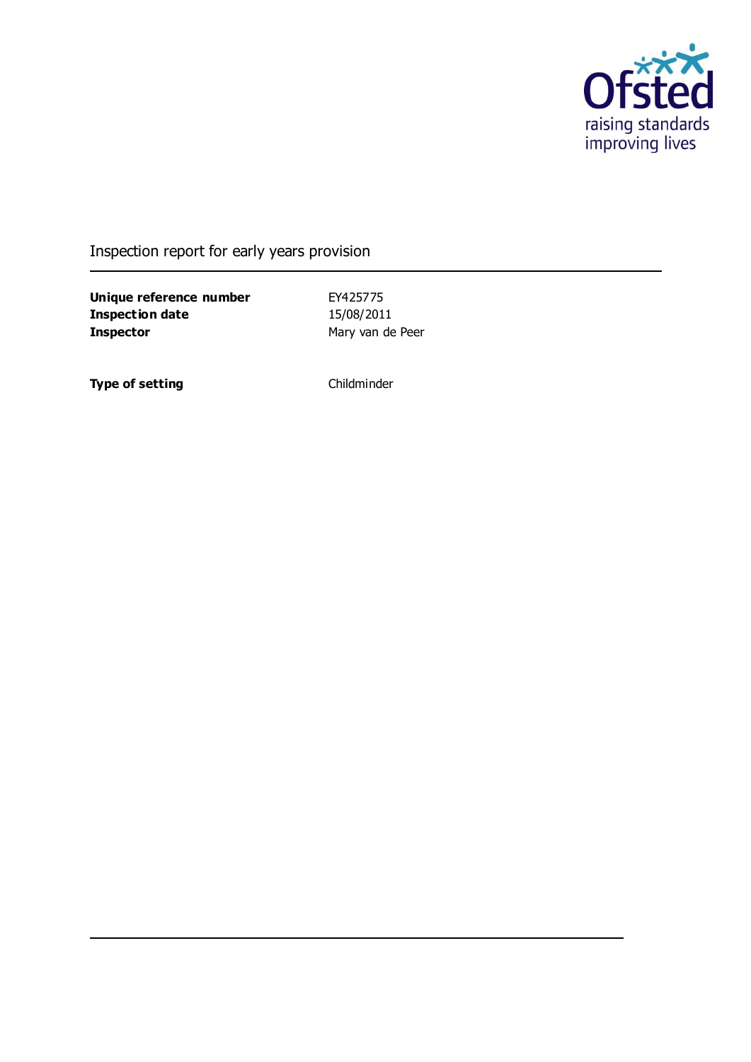Ofsted
raising standards
improving lives

# Inspection report for early years provision

| | |
|---|---|
| **Unique reference number** | EY425775 |
| **Inspection date** | 15/08/2011 |
| **Inspector** | Mary van de Peer |

| | |
|---|---|
| **Type of setting** | Childminder |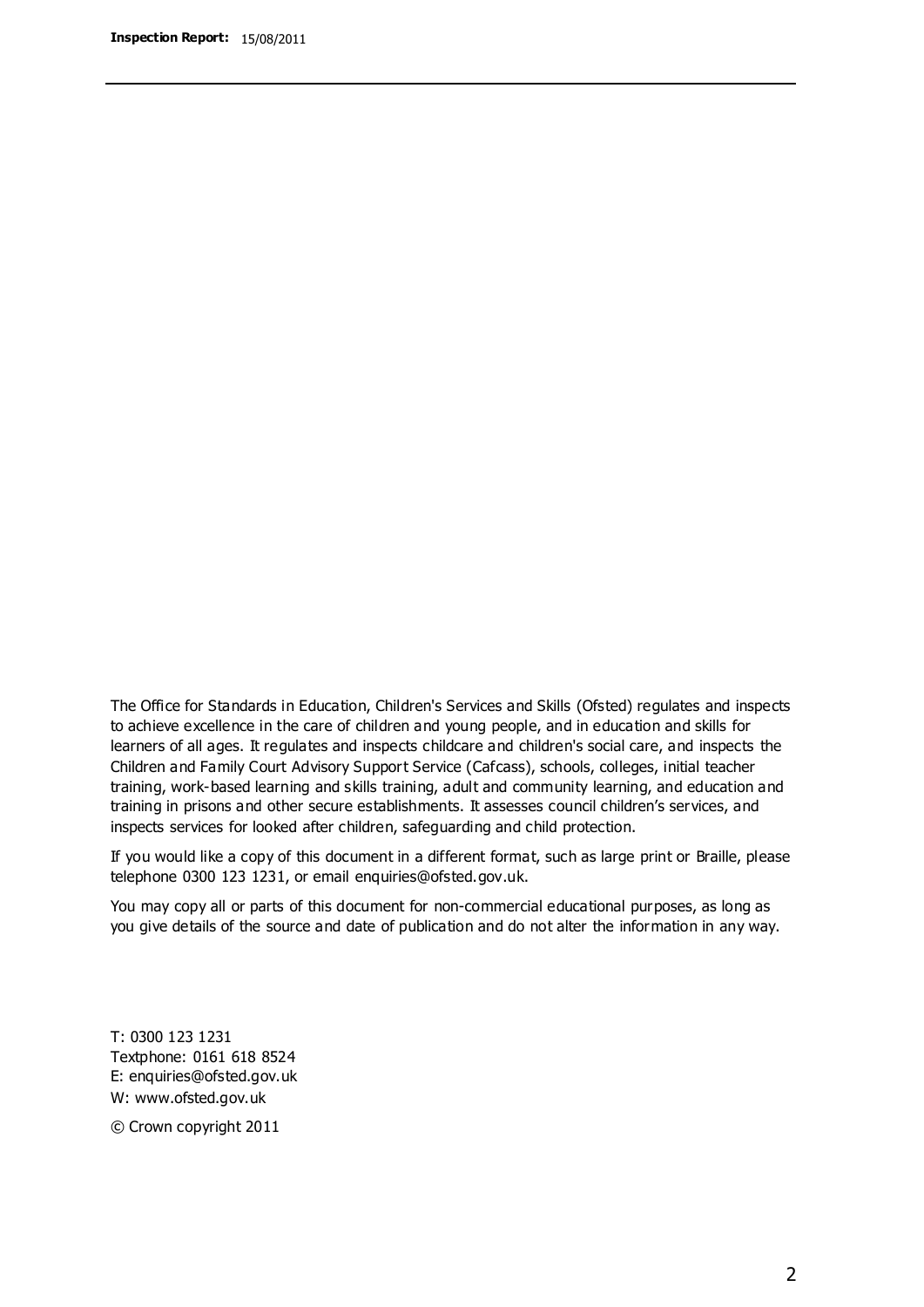The Office for Standards in Education, Children's Services and Skills (Ofsted) regulates and inspects to achieve excellence in the care of children and young people, and in education and skills for learners of all ages. It regulates and inspects childcare and children's social care, and inspects the Children and Family Court Advisory Support Service (Cafcass), schools, colleges, initial teacher training, work-based learning and skills training, adult and community learning, and education and training in prisons and other secure establishments. It assesses council children's services, and inspects services for looked after children, safeguarding and child protection.

If you would like a copy of this document in a different format, such as large print or Braille, please telephone 0300 123 1231, or email enquiries@ofsted.gov.uk.

You may copy all or parts of this document for non-commercial educational purposes, as long as you give details of the source and date of publication and do not alter the information in any way.

T: 0300 123 1231
Textphone: 0161 618 8524
E: enquiries@ofsted.gov.uk
W: www.ofsted.gov.uk

© Crown copyright 2011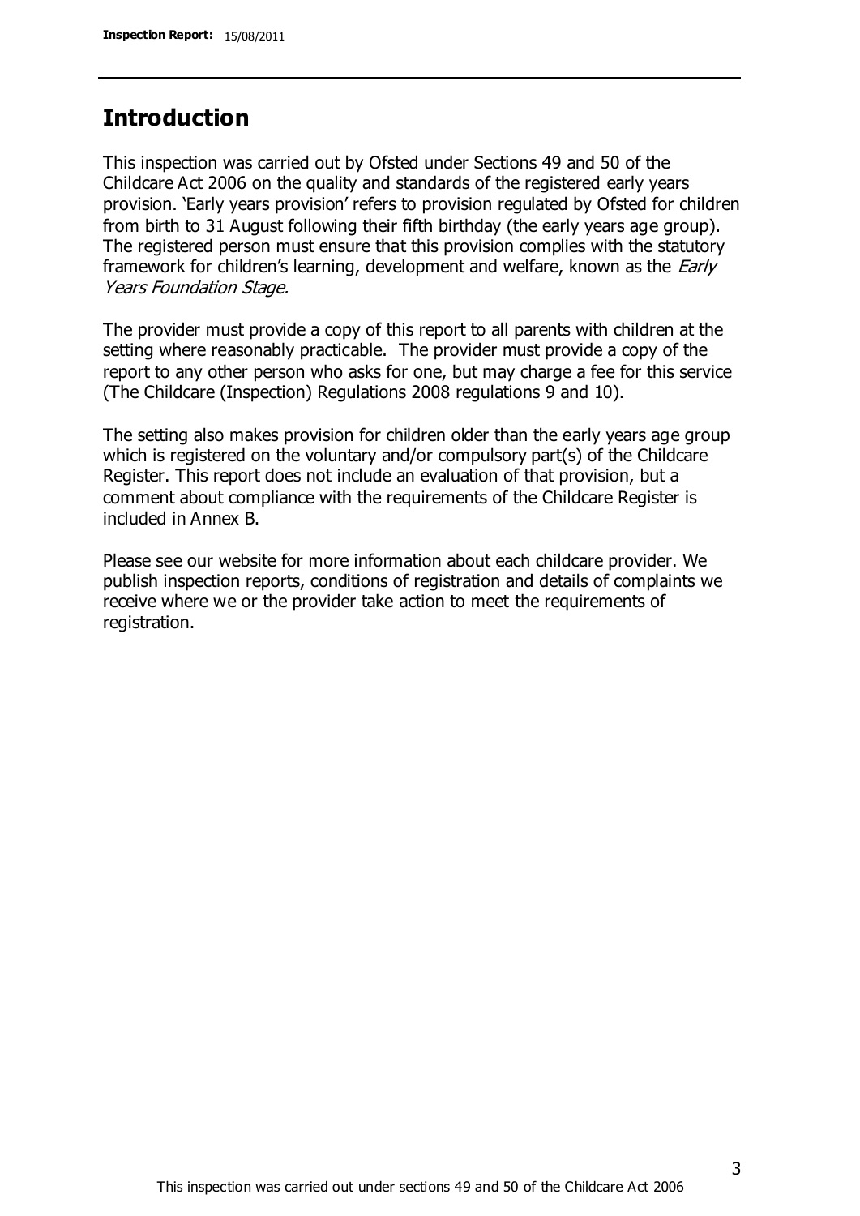## Introduction

This inspection was carried out by Ofsted under Sections 49 and 50 of the Childcare Act 2006 on the quality and standards of the registered early years provision. 'Early years provision' refers to provision regulated by Ofsted for children from birth to 31 August following their fifth birthday (the early years age group). The registered person must ensure that this provision complies with the statutory framework for children's learning, development and welfare, known as the *Early Years Foundation Stage.*

The provider must provide a copy of this report to all parents with children at the setting where reasonably practicable. The provider must provide a copy of the report to any other person who asks for one, but may charge a fee for this service (The Childcare (Inspection) Regulations 2008 regulations 9 and 10).

The setting also makes provision for children older than the early years age group which is registered on the voluntary and/or compulsory part(s) of the Childcare Register. This report does not include an evaluation of that provision, but a comment about compliance with the requirements of the Childcare Register is included in Annex B.

Please see our website for more information about each childcare provider. We publish inspection reports, conditions of registration and details of complaints we receive where we or the provider take action to meet the requirements of registration.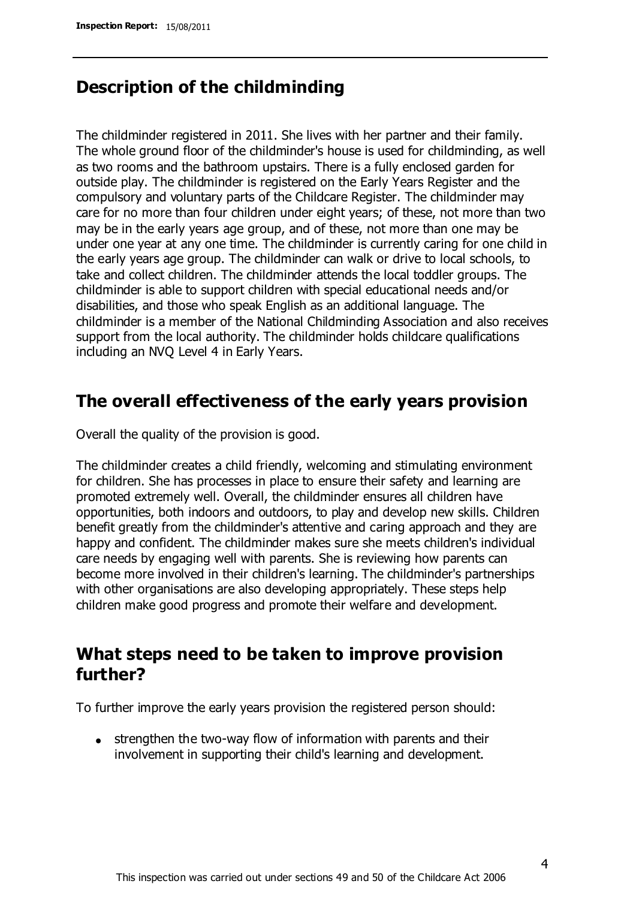## Description of the childminding

The childminder registered in 2011. She lives with her partner and their family. The whole ground floor of the childminder's house is used for childminding, as well as two rooms and the bathroom upstairs. There is a fully enclosed garden for outside play. The childminder is registered on the Early Years Register and the compulsory and voluntary parts of the Childcare Register. The childminder may care for no more than four children under eight years; of these, not more than two may be in the early years age group, and of these, not more than one may be under one year at any one time. The childminder is currently caring for one child in the early years age group. The childminder can walk or drive to local schools, to take and collect children. The childminder attends the local toddler groups. The childminder is able to support children with special educational needs and/or disabilities, and those who speak English as an additional language. The childminder is a member of the National Childminding Association and also receives support from the local authority. The childminder holds childcare qualifications including an NVQ Level 4 in Early Years.

## The overall effectiveness of the early years provision

Overall the quality of the provision is good.

The childminder creates a child friendly, welcoming and stimulating environment for children. She has processes in place to ensure their safety and learning are promoted extremely well. Overall, the childminder ensures all children have opportunities, both indoors and outdoors, to play and develop new skills. Children benefit greatly from the childminder's attentive and caring approach and they are happy and confident. The childminder makes sure she meets children's individual care needs by engaging well with parents. She is reviewing how parents can become more involved in their children's learning. The childminder's partnerships with other organisations are also developing appropriately. These steps help children make good progress and promote their welfare and development.

## What steps need to be taken to improve provision further?

To further improve the early years provision the registered person should:

- strengthen the two-way flow of information with parents and their involvement in supporting their child's learning and development.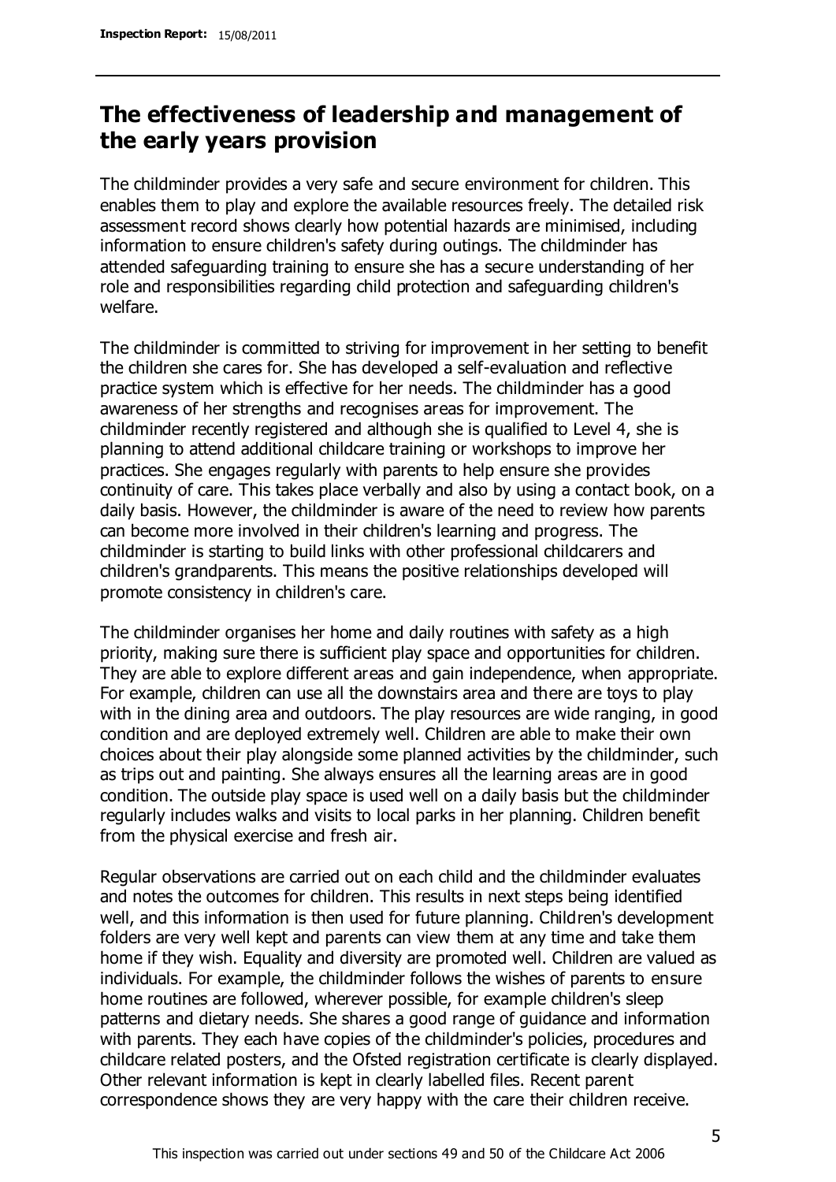## The effectiveness of leadership and management of the early years provision

The childminder provides a very safe and secure environment for children. This enables them to play and explore the available resources freely. The detailed risk assessment record shows clearly how potential hazards are minimised, including information to ensure children's safety during outings. The childminder has attended safeguarding training to ensure she has a secure understanding of her role and responsibilities regarding child protection and safeguarding children's welfare.

The childminder is committed to striving for improvement in her setting to benefit the children she cares for. She has developed a self-evaluation and reflective practice system which is effective for her needs. The childminder has a good awareness of her strengths and recognises areas for improvement. The childminder recently registered and although she is qualified to Level 4, she is planning to attend additional childcare training or workshops to improve her practices. She engages regularly with parents to help ensure she provides continuity of care. This takes place verbally and also by using a contact book, on a daily basis. However, the childminder is aware of the need to review how parents can become more involved in their children's learning and progress. The childminder is starting to build links with other professional childcarers and children's grandparents. This means the positive relationships developed will promote consistency in children's care.

The childminder organises her home and daily routines with safety as a high priority, making sure there is sufficient play space and opportunities for children. They are able to explore different areas and gain independence, when appropriate. For example, children can use all the downstairs area and there are toys to play with in the dining area and outdoors. The play resources are wide ranging, in good condition and are deployed extremely well. Children are able to make their own choices about their play alongside some planned activities by the childminder, such as trips out and painting. She always ensures all the learning areas are in good condition. The outside play space is used well on a daily basis but the childminder regularly includes walks and visits to local parks in her planning. Children benefit from the physical exercise and fresh air.

Regular observations are carried out on each child and the childminder evaluates and notes the outcomes for children. This results in next steps being identified well, and this information is then used for future planning. Children's development folders are very well kept and parents can view them at any time and take them home if they wish. Equality and diversity are promoted well. Children are valued as individuals. For example, the childminder follows the wishes of parents to ensure home routines are followed, wherever possible, for example children's sleep patterns and dietary needs. She shares a good range of guidance and information with parents. They each have copies of the childminder's policies, procedures and childcare related posters, and the Ofsted registration certificate is clearly displayed. Other relevant information is kept in clearly labelled files. Recent parent correspondence shows they are very happy with the care their children receive.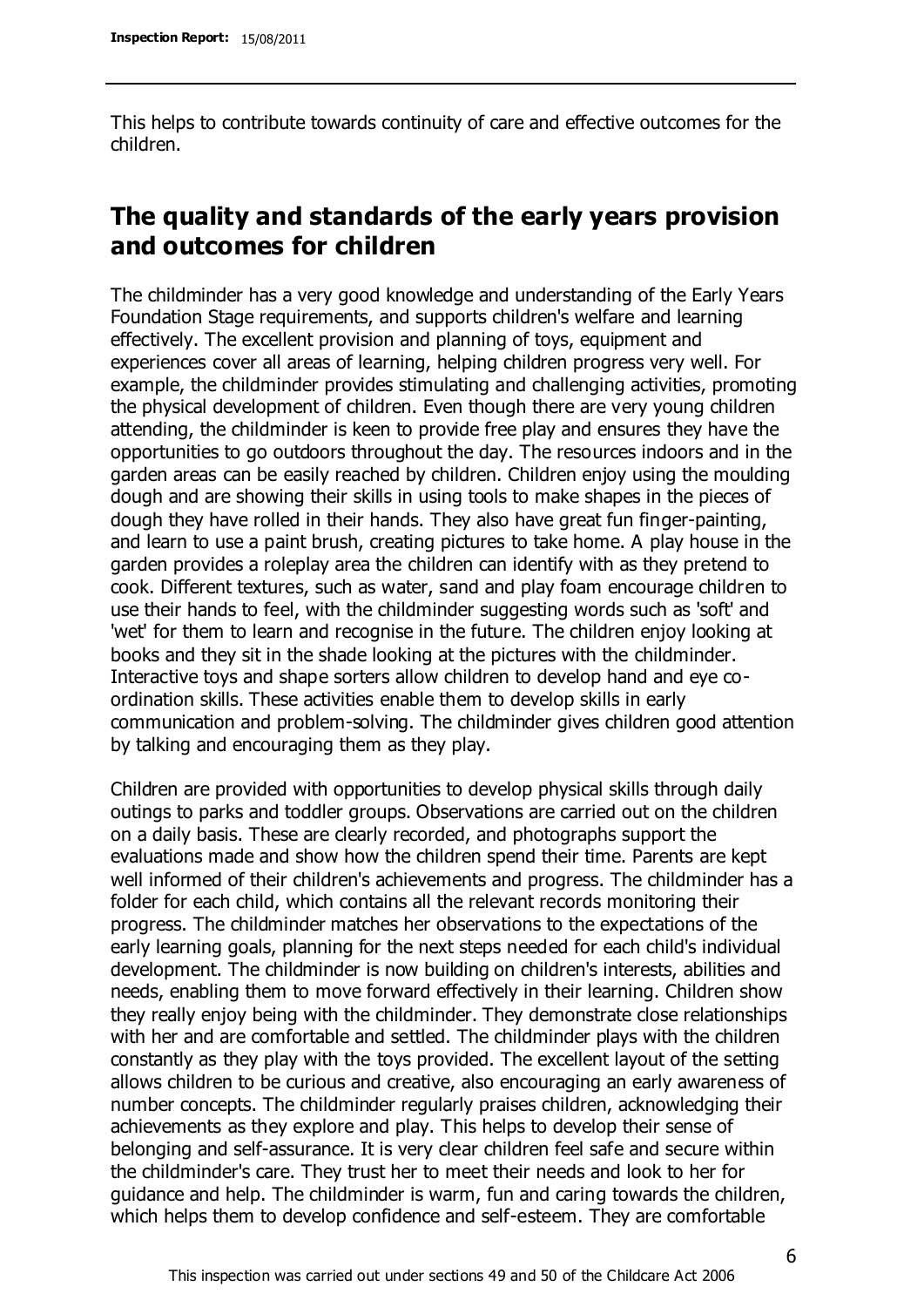This helps to contribute towards continuity of care and effective outcomes for the children.

## The quality and standards of the early years provision and outcomes for children

The childminder has a very good knowledge and understanding of the Early Years Foundation Stage requirements, and supports children's welfare and learning effectively. The excellent provision and planning of toys, equipment and experiences cover all areas of learning, helping children progress very well. For example, the childminder provides stimulating and challenging activities, promoting the physical development of children. Even though there are very young children attending, the childminder is keen to provide free play and ensures they have the opportunities to go outdoors throughout the day. The resources indoors and in the garden areas can be easily reached by children. Children enjoy using the moulding dough and are showing their skills in using tools to make shapes in the pieces of dough they have rolled in their hands. They also have great fun finger-painting, and learn to use a paint brush, creating pictures to take home. A play house in the garden provides a roleplay area the children can identify with as they pretend to cook. Different textures, such as water, sand and play foam encourage children to use their hands to feel, with the childminder suggesting words such as 'soft' and 'wet' for them to learn and recognise in the future. The children enjoy looking at books and they sit in the shade looking at the pictures with the childminder. Interactive toys and shape sorters allow children to develop hand and eye co-ordination skills. These activities enable them to develop skills in early communication and problem-solving. The childminder gives children good attention by talking and encouraging them as they play.

Children are provided with opportunities to develop physical skills through daily outings to parks and toddler groups. Observations are carried out on the children on a daily basis. These are clearly recorded, and photographs support the evaluations made and show how the children spend their time. Parents are kept well informed of their children's achievements and progress. The childminder has a folder for each child, which contains all the relevant records monitoring their progress. The childminder matches her observations to the expectations of the early learning goals, planning for the next steps needed for each child's individual development. The childminder is now building on children's interests, abilities and needs, enabling them to move forward effectively in their learning. Children show they really enjoy being with the childminder. They demonstrate close relationships with her and are comfortable and settled. The childminder plays with the children constantly as they play with the toys provided. The excellent layout of the setting allows children to be curious and creative, also encouraging an early awareness of number concepts. The childminder regularly praises children, acknowledging their achievements as they explore and play. This helps to develop their sense of belonging and self-assurance. It is very clear children feel safe and secure within the childminder's care. They trust her to meet their needs and look to her for guidance and help. The childminder is warm, fun and caring towards the children, which helps them to develop confidence and self-esteem. They are comfortable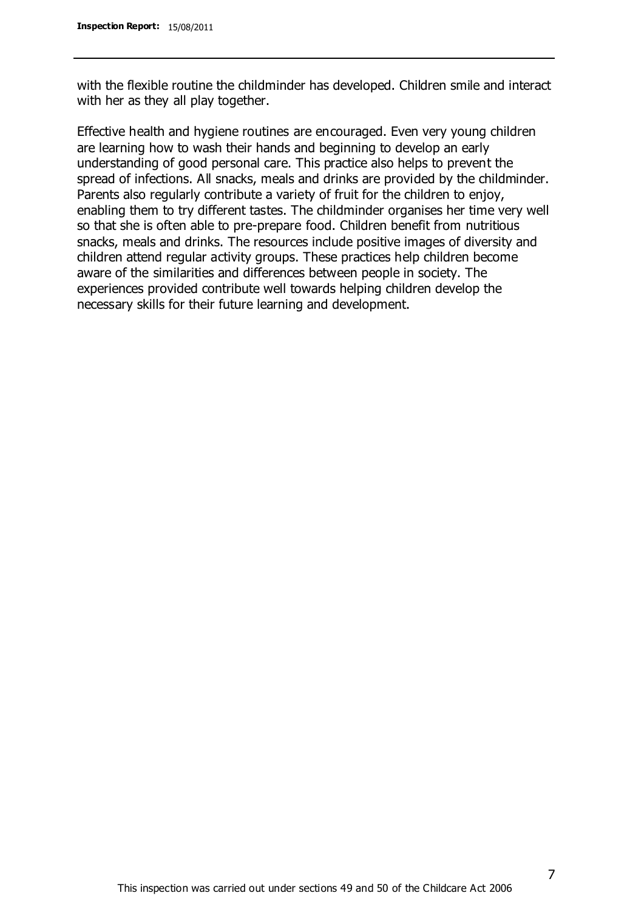with the flexible routine the childminder has developed. Children smile and interact with her as they all play together.

Effective health and hygiene routines are encouraged. Even very young children are learning how to wash their hands and beginning to develop an early understanding of good personal care. This practice also helps to prevent the spread of infections. All snacks, meals and drinks are provided by the childminder. Parents also regularly contribute a variety of fruit for the children to enjoy, enabling them to try different tastes. The childminder organises her time very well so that she is often able to pre-prepare food. Children benefit from nutritious snacks, meals and drinks. The resources include positive images of diversity and children attend regular activity groups. These practices help children become aware of the similarities and differences between people in society. The experiences provided contribute well towards helping children develop the necessary skills for their future learning and development.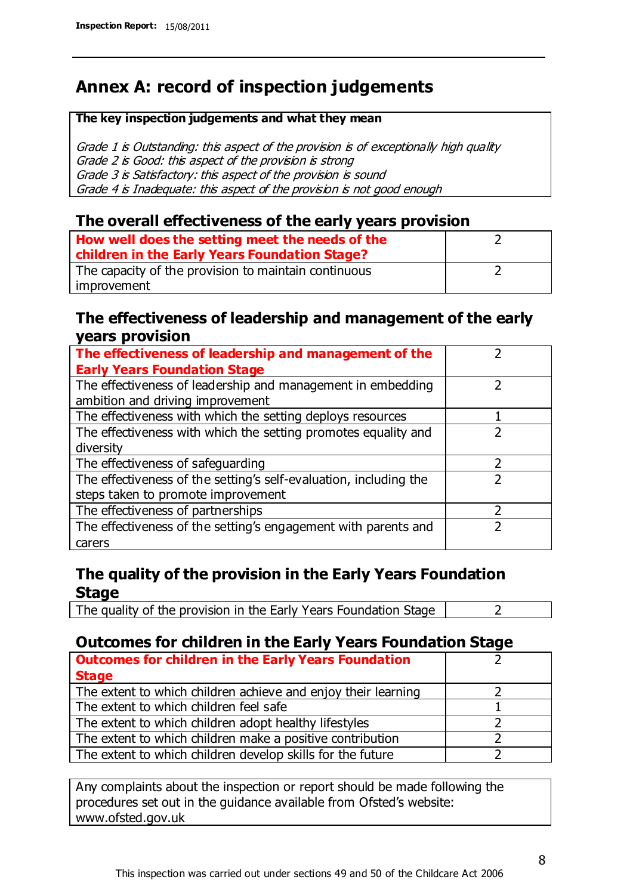# Annex A: record of inspection judgements

**The key inspection judgements and what they mean**

*Grade 1 is Outstanding: this aspect of the provision is of exceptionally high quality*
*Grade 2 is Good: this aspect of the provision is strong*
*Grade 3 is Satisfactory: this aspect of the provision is sound*
*Grade 4 is Inadequate: this aspect of the provision is not good enough*

## The overall effectiveness of the early years provision

| | |
|---|---|
| **How well does the setting meet the needs of the children in the Early Years Foundation Stage?** | 2 |
| The capacity of the provision to maintain continuous improvement | 2 |

## The effectiveness of leadership and management of the early years provision

| | |
|---|---|
| **The effectiveness of leadership and management of the Early Years Foundation Stage** | 2 |
| The effectiveness of leadership and management in embedding ambition and driving improvement | 2 |
| The effectiveness with which the setting deploys resources | 1 |
| The effectiveness with which the setting promotes equality and diversity | 2 |
| The effectiveness of safeguarding | 2 |
| The effectiveness of the setting's self-evaluation, including the steps taken to promote improvement | 2 |
| The effectiveness of partnerships | 2 |
| The effectiveness of the setting's engagement with parents and carers | 2 |

## The quality of the provision in the Early Years Foundation Stage

| | |
|---|---|
| The quality of the provision in the Early Years Foundation Stage | 2 |

## Outcomes for children in the Early Years Foundation Stage

| | |
|---|---|
| **Outcomes for children in the Early Years Foundation Stage** | 2 |
| The extent to which children achieve and enjoy their learning | 2 |
| The extent to which children feel safe | 1 |
| The extent to which children adopt healthy lifestyles | 2 |
| The extent to which children make a positive contribution | 2 |
| The extent to which children develop skills for the future | 2 |

Any complaints about the inspection or report should be made following the procedures set out in the guidance available from Ofsted's website: www.ofsted.gov.uk

This inspection was carried out under sections 49 and 50 of the Childcare Act 2006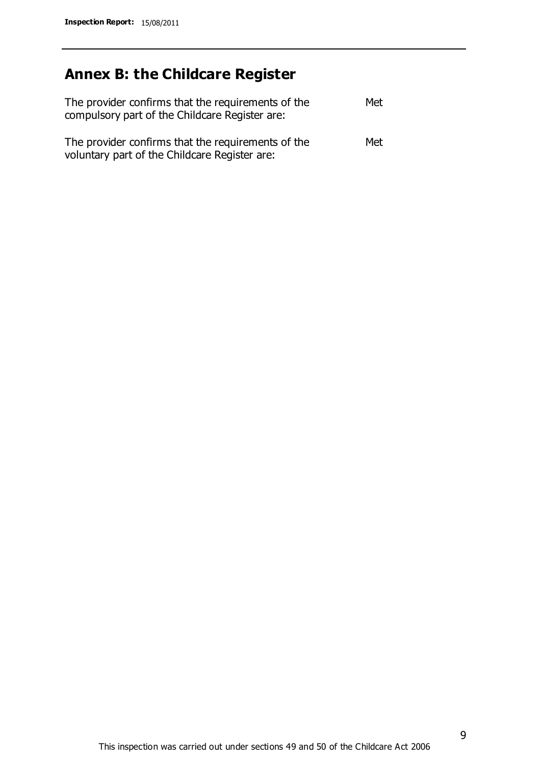## Annex B: the Childcare Register

| | |
|---|---|
| The provider confirms that the requirements of the compulsory part of the Childcare Register are: | Met |
| The provider confirms that the requirements of the voluntary part of the Childcare Register are: | Met |

This inspection was carried out under sections 49 and 50 of the Childcare Act 2006